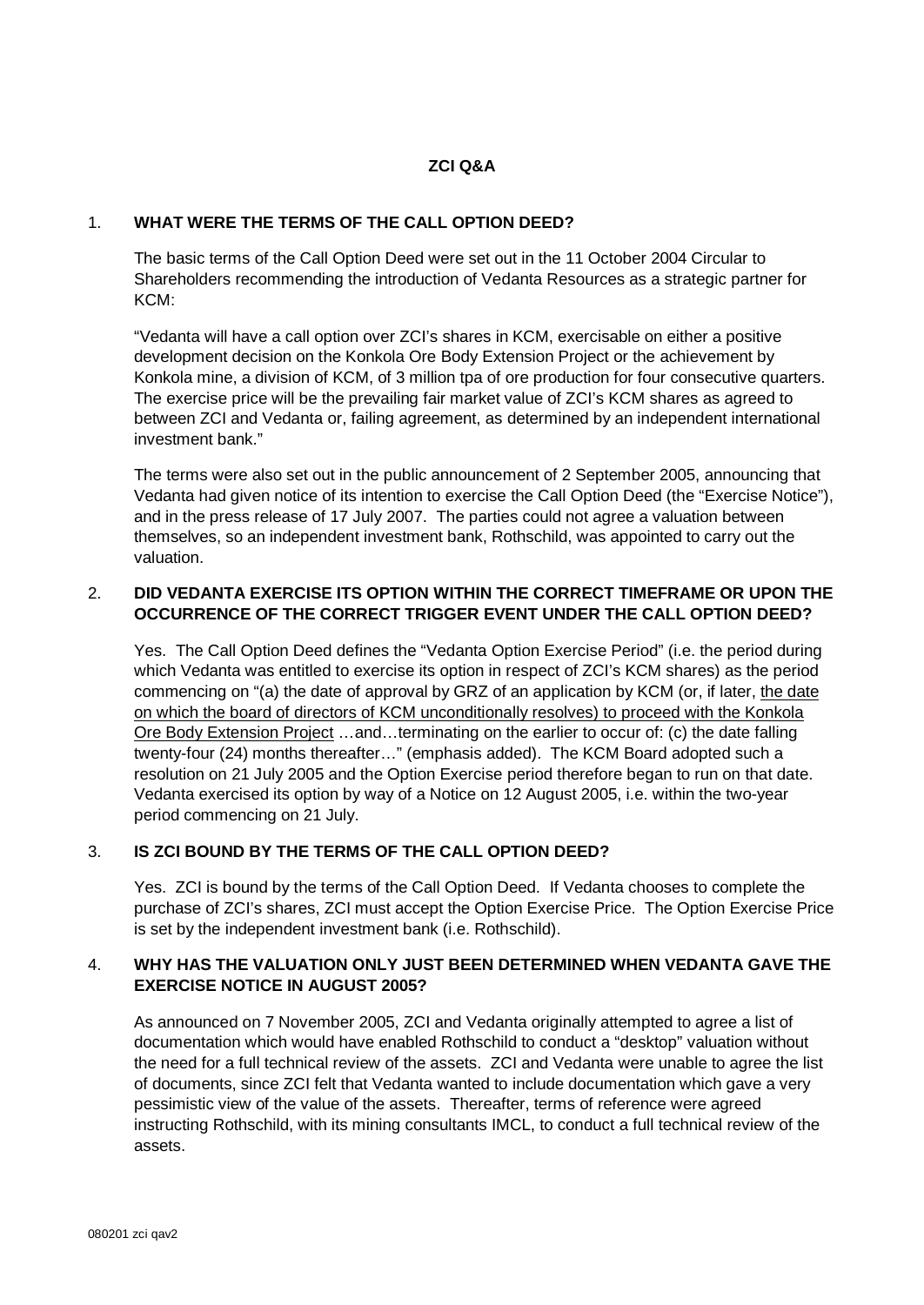# ZCI Q&A

## 1. WHAT WERE THE TERMS OF THE CALL OPTION DEED?

The basic terms of the Call Option Deed were set out in the 11 October 2004 Circular to Shareholders recommending the introduction of Vedanta Resources as a strategic partner for KCM:

"Vedanta will have a call option over ZCI's shares in KCM, exercisable on either a positive development decision on the Konkola Ore Body Extension Project or the achievement by Konkola mine, a division of KCM, of 3 million tpa of ore production for four consecutive quarters. The exercise price will be the prevailing fair market value of ZCI's KCM shares as agreed to between ZCI and Vedanta or, failing agreement, as determined by an independent international investment bank."

The terms were also set out in the public announcement of 2 September 2005, announcing that Vedanta had given notice of its intention to exercise the Call Option Deed (the "Exercise Notice"), and in the press release of 17 July 2007. The parties could not agree a valuation between themselves, so an independent investment bank, Rothschild, was appointed to carry out the valuation.

## 2. DID VEDANTA EXERCISE ITS OPTION WITHIN THE CORRECT TIMEFRAME OR UPON THE OCCURRENCE OF THE CORRECT TRIGGER EVENT UNDER THE CALL OPTION DEED?

Yes. The Call Option Deed defines the "Vedanta Option Exercise Period" (i.e. the period during which Vedanta was entitled to exercise its option in respect of ZCI's KCM shares) as the period commencing on "(a) the date of approval by GRZ of an application by KCM (or, if later, <u>the date on which the board of directors of KCM unconditionally resolves) to proceed with the Konkola Ore Body Extension Project</u> …and…terminating on the earlier to occur of: (c) the date falling twenty-four (24) months thereafter…" (emphasis added). The KCM Board adopted such a resolution on 21 July 2005 and the Option Exercise period therefore began to run on that date. Vedanta exercised its option by way of a Notice on 12 August 2005, i.e. within the two-year period commencing on 21 July.

## 3. IS ZCI BOUND BY THE TERMS OF THE CALL OPTION DEED?

Yes. ZCI is bound by the terms of the Call Option Deed. If Vedanta chooses to complete the purchase of ZCI's shares, ZCI must accept the Option Exercise Price. The Option Exercise Price is set by the independent investment bank (i.e. Rothschild).

## 4. WHY HAS THE VALUATION ONLY JUST BEEN DETERMINED WHEN VEDANTA GAVE THE EXERCISE NOTICE IN AUGUST 2005?

As announced on 7 November 2005, ZCI and Vedanta originally attempted to agree a list of documentation which would have enabled Rothschild to conduct a "desktop" valuation without the need for a full technical review of the assets. ZCI and Vedanta were unable to agree the list of documents, since ZCI felt that Vedanta wanted to include documentation which gave a very pessimistic view of the value of the assets. Thereafter, terms of reference were agreed instructing Rothschild, with its mining consultants IMCL, to conduct a full technical review of the assets.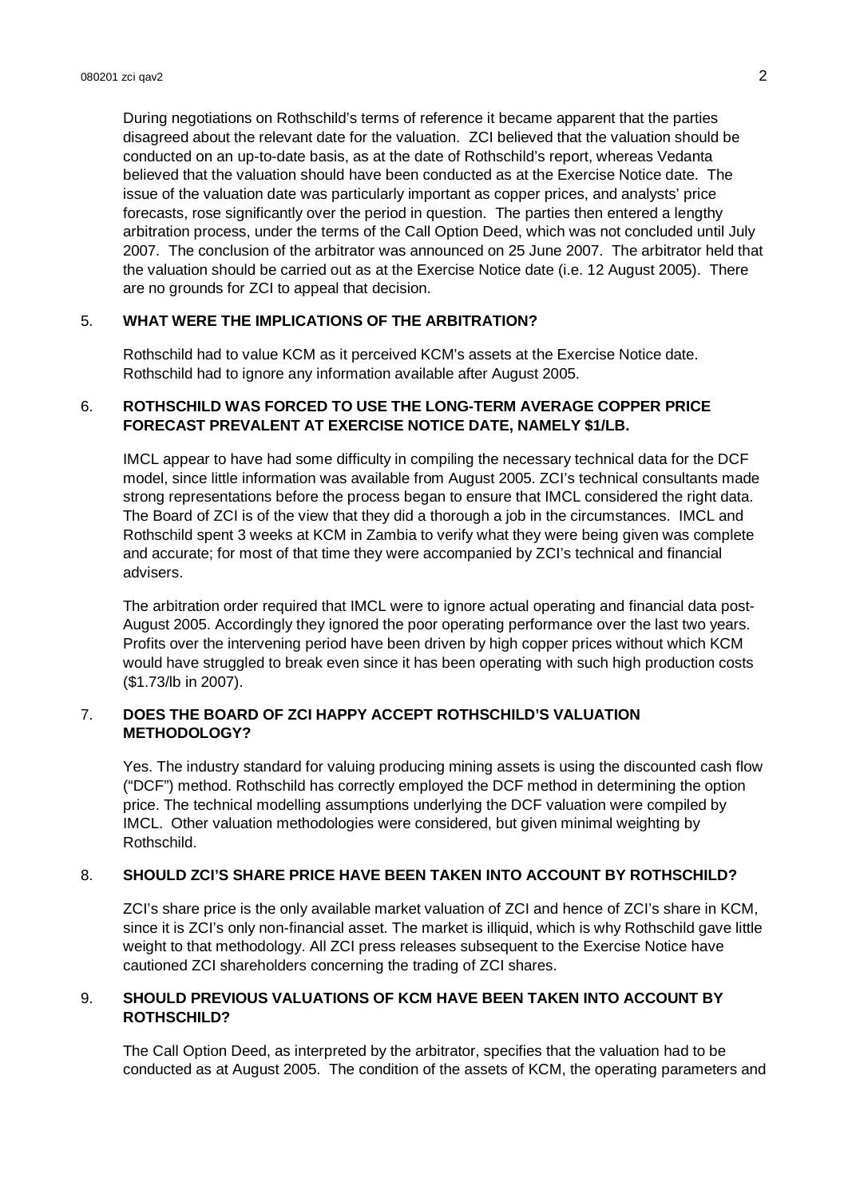During negotiations on Rothschild's terms of reference it became apparent that the parties disagreed about the relevant date for the valuation. ZCI believed that the valuation should be conducted on an up-to-date basis, as at the date of Rothschild's report, whereas Vedanta believed that the valuation should have been conducted as at the Exercise Notice date. The issue of the valuation date was particularly important as copper prices, and analysts' price forecasts, rose significantly over the period in question. The parties then entered a lengthy arbitration process, under the terms of the Call Option Deed, which was not concluded until July 2007. The conclusion of the arbitrator was announced on 25 June 2007. The arbitrator held that the valuation should be carried out as at the Exercise Notice date (i.e. 12 August 2005). There are no grounds for ZCI to appeal that decision.

## 5. WHAT WERE THE IMPLICATIONS OF THE ARBITRATION?

Rothschild had to value KCM as it perceived KCM's assets at the Exercise Notice date. Rothschild had to ignore any information available after August 2005.

## 6. ROTHSCHILD WAS FORCED TO USE THE LONG-TERM AVERAGE COPPER PRICE FORECAST PREVALENT AT EXERCISE NOTICE DATE, NAMELY $1/LB.

IMCL appear to have had some difficulty in compiling the necessary technical data for the DCF model, since little information was available from August 2005. ZCI's technical consultants made strong representations before the process began to ensure that IMCL considered the right data. The Board of ZCI is of the view that they did a thorough a job in the circumstances. IMCL and Rothschild spent 3 weeks at KCM in Zambia to verify what they were being given was complete and accurate; for most of that time they were accompanied by ZCI's technical and financial advisers.

The arbitration order required that IMCL were to ignore actual operating and financial data post-August 2005. Accordingly they ignored the poor operating performance over the last two years. Profits over the intervening period have been driven by high copper prices without which KCM would have struggled to break even since it has been operating with such high production costs ($1.73/lb in 2007).

## 7. DOES THE BOARD OF ZCI HAPPY ACCEPT ROTHSCHILD'S VALUATION METHODOLOGY?

Yes. The industry standard for valuing producing mining assets is using the discounted cash flow ("DCF") method. Rothschild has correctly employed the DCF method in determining the option price. The technical modelling assumptions underlying the DCF valuation were compiled by IMCL. Other valuation methodologies were considered, but given minimal weighting by Rothschild.

## 8. SHOULD ZCI'S SHARE PRICE HAVE BEEN TAKEN INTO ACCOUNT BY ROTHSCHILD?

ZCI's share price is the only available market valuation of ZCI and hence of ZCI's share in KCM, since it is ZCI's only non-financial asset. The market is illiquid, which is why Rothschild gave little weight to that methodology. All ZCI press releases subsequent to the Exercise Notice have cautioned ZCI shareholders concerning the trading of ZCI shares.

## 9. SHOULD PREVIOUS VALUATIONS OF KCM HAVE BEEN TAKEN INTO ACCOUNT BY ROTHSCHILD?

The Call Option Deed, as interpreted by the arbitrator, specifies that the valuation had to be conducted as at August 2005. The condition of the assets of KCM, the operating parameters and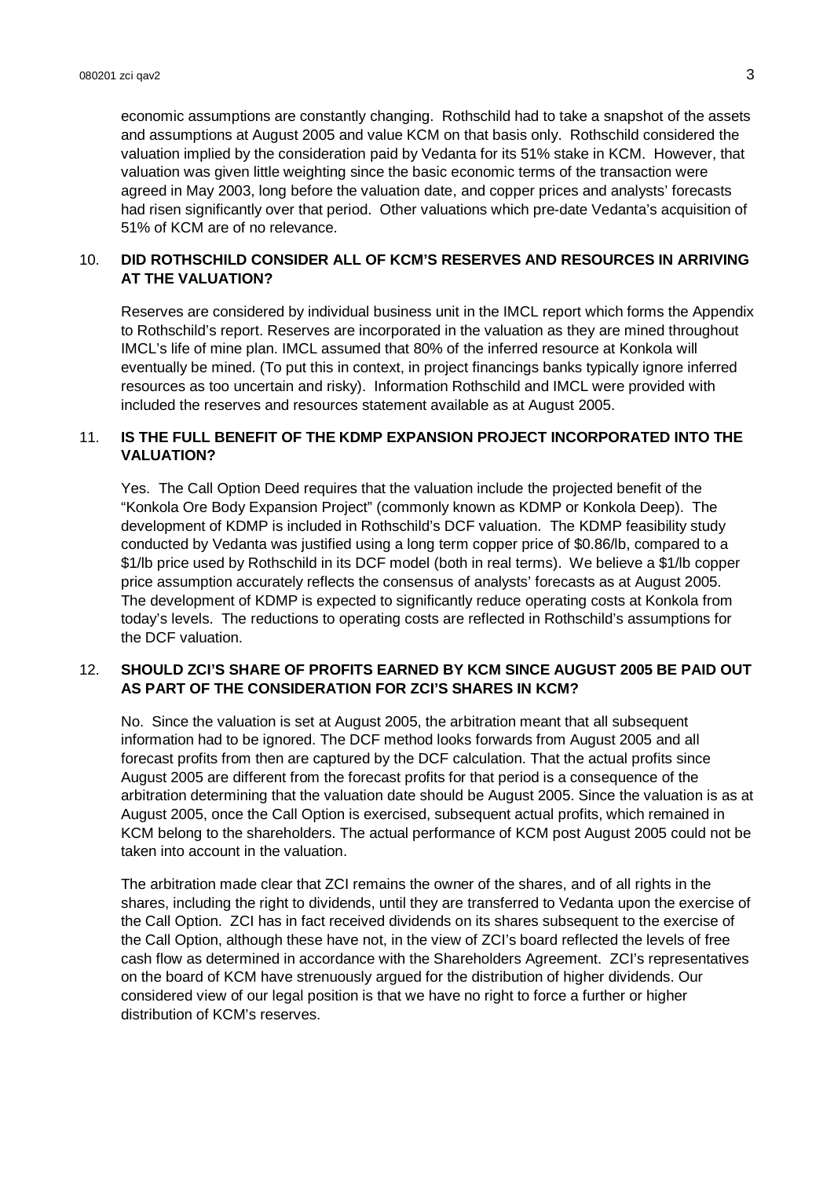economic assumptions are constantly changing. Rothschild had to take a snapshot of the assets and assumptions at August 2005 and value KCM on that basis only. Rothschild considered the valuation implied by the consideration paid by Vedanta for its 51% stake in KCM. However, that valuation was given little weighting since the basic economic terms of the transaction were agreed in May 2003, long before the valuation date, and copper prices and analysts' forecasts had risen significantly over that period. Other valuations which pre-date Vedanta's acquisition of 51% of KCM are of no relevance.

10. **DID ROTHSCHILD CONSIDER ALL OF KCM'S RESERVES AND RESOURCES IN ARRIVING AT THE VALUATION?**

Reserves are considered by individual business unit in the IMCL report which forms the Appendix to Rothschild's report. Reserves are incorporated in the valuation as they are mined throughout IMCL's life of mine plan. IMCL assumed that 80% of the inferred resource at Konkola will eventually be mined. (To put this in context, in project financings banks typically ignore inferred resources as too uncertain and risky). Information Rothschild and IMCL were provided with included the reserves and resources statement available as at August 2005.

11. **IS THE FULL BENEFIT OF THE KDMP EXPANSION PROJECT INCORPORATED INTO THE VALUATION?**

Yes. The Call Option Deed requires that the valuation include the projected benefit of the "Konkola Ore Body Expansion Project" (commonly known as KDMP or Konkola Deep). The development of KDMP is included in Rothschild's DCF valuation. The KDMP feasibility study conducted by Vedanta was justified using a long term copper price of $0.86/lb, compared to a $1/lb price used by Rothschild in its DCF model (both in real terms). We believe a $1/lb copper price assumption accurately reflects the consensus of analysts' forecasts as at August 2005. The development of KDMP is expected to significantly reduce operating costs at Konkola from today's levels. The reductions to operating costs are reflected in Rothschild's assumptions for the DCF valuation.

12. **SHOULD ZCI'S SHARE OF PROFITS EARNED BY KCM SINCE AUGUST 2005 BE PAID OUT AS PART OF THE CONSIDERATION FOR ZCI'S SHARES IN KCM?**

No. Since the valuation is set at August 2005, the arbitration meant that all subsequent information had to be ignored. The DCF method looks forwards from August 2005 and all forecast profits from then are captured by the DCF calculation. That the actual profits since August 2005 are different from the forecast profits for that period is a consequence of the arbitration determining that the valuation date should be August 2005. Since the valuation is as at August 2005, once the Call Option is exercised, subsequent actual profits, which remained in KCM belong to the shareholders. The actual performance of KCM post August 2005 could not be taken into account in the valuation.

The arbitration made clear that ZCI remains the owner of the shares, and of all rights in the shares, including the right to dividends, until they are transferred to Vedanta upon the exercise of the Call Option. ZCI has in fact received dividends on its shares subsequent to the exercise of the Call Option, although these have not, in the view of ZCI's board reflected the levels of free cash flow as determined in accordance with the Shareholders Agreement. ZCI's representatives on the board of KCM have strenuously argued for the distribution of higher dividends. Our considered view of our legal position is that we have no right to force a further or higher distribution of KCM's reserves.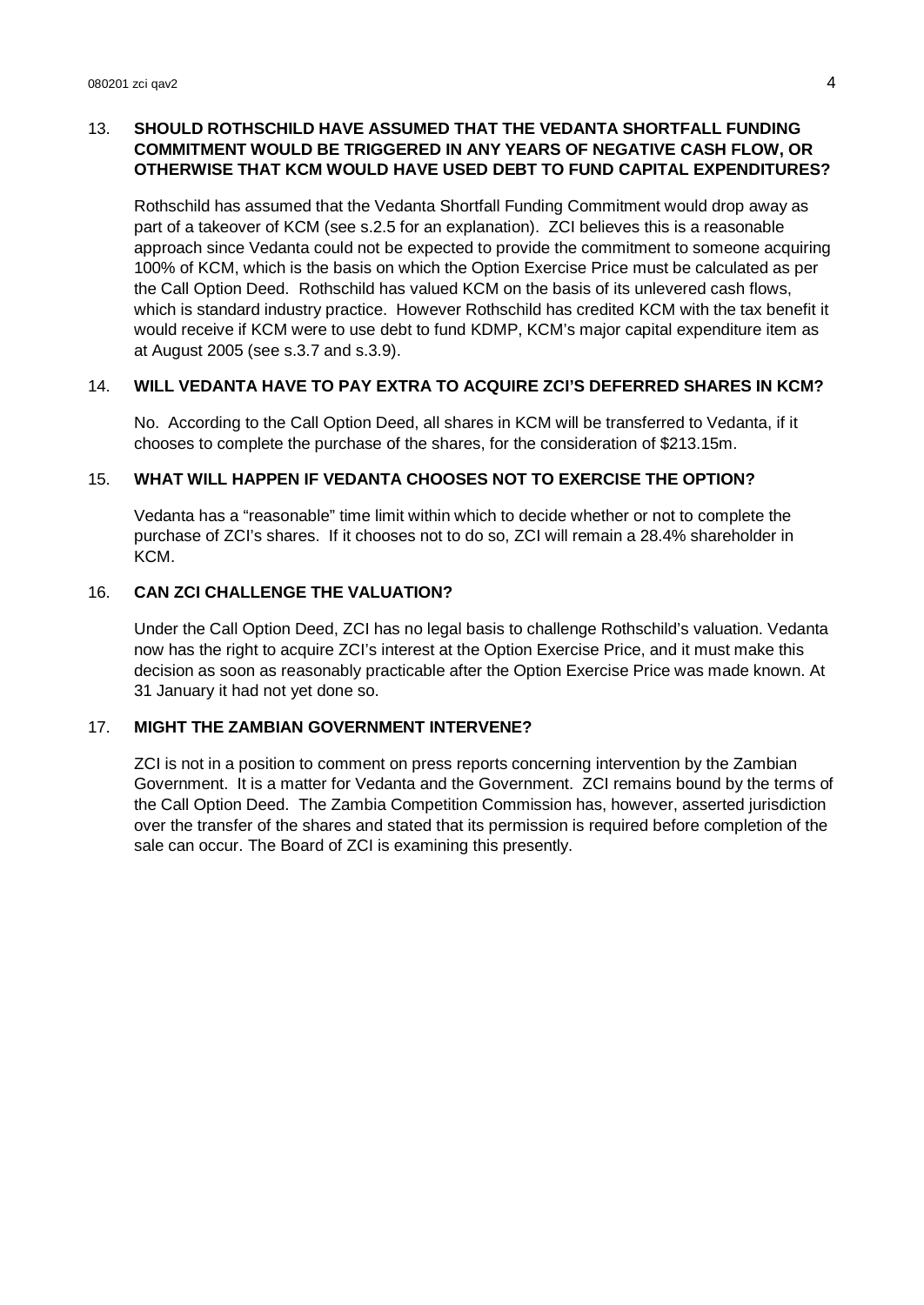13. **SHOULD ROTHSCHILD HAVE ASSUMED THAT THE VEDANTA SHORTFALL FUNDING COMMITMENT WOULD BE TRIGGERED IN ANY YEARS OF NEGATIVE CASH FLOW, OR OTHERWISE THAT KCM WOULD HAVE USED DEBT TO FUND CAPITAL EXPENDITURES?**

    Rothschild has assumed that the Vedanta Shortfall Funding Commitment would drop away as part of a takeover of KCM (see s.2.5 for an explanation). ZCI believes this is a reasonable approach since Vedanta could not be expected to provide the commitment to someone acquiring 100% of KCM, which is the basis on which the Option Exercise Price must be calculated as per the Call Option Deed. Rothschild has valued KCM on the basis of its unlevered cash flows, which is standard industry practice. However Rothschild has credited KCM with the tax benefit it would receive if KCM were to use debt to fund KDMP, KCM's major capital expenditure item as at August 2005 (see s.3.7 and s.3.9).

14. **WILL VEDANTA HAVE TO PAY EXTRA TO ACQUIRE ZCI'S DEFERRED SHARES IN KCM?**

    No. According to the Call Option Deed, all shares in KCM will be transferred to Vedanta, if it chooses to complete the purchase of the shares, for the consideration of $213.15m.

15. **WHAT WILL HAPPEN IF VEDANTA CHOOSES NOT TO EXERCISE THE OPTION?**

    Vedanta has a "reasonable" time limit within which to decide whether or not to complete the purchase of ZCI's shares. If it chooses not to do so, ZCI will remain a 28.4% shareholder in KCM.

16. **CAN ZCI CHALLENGE THE VALUATION?**

    Under the Call Option Deed, ZCI has no legal basis to challenge Rothschild's valuation. Vedanta now has the right to acquire ZCI's interest at the Option Exercise Price, and it must make this decision as soon as reasonably practicable after the Option Exercise Price was made known. At 31 January it had not yet done so.

17. **MIGHT THE ZAMBIAN GOVERNMENT INTERVENE?**

    ZCI is not in a position to comment on press reports concerning intervention by the Zambian Government. It is a matter for Vedanta and the Government. ZCI remains bound by the terms of the Call Option Deed. The Zambia Competition Commission has, however, asserted jurisdiction over the transfer of the shares and stated that its permission is required before completion of the sale can occur. The Board of ZCI is examining this presently.